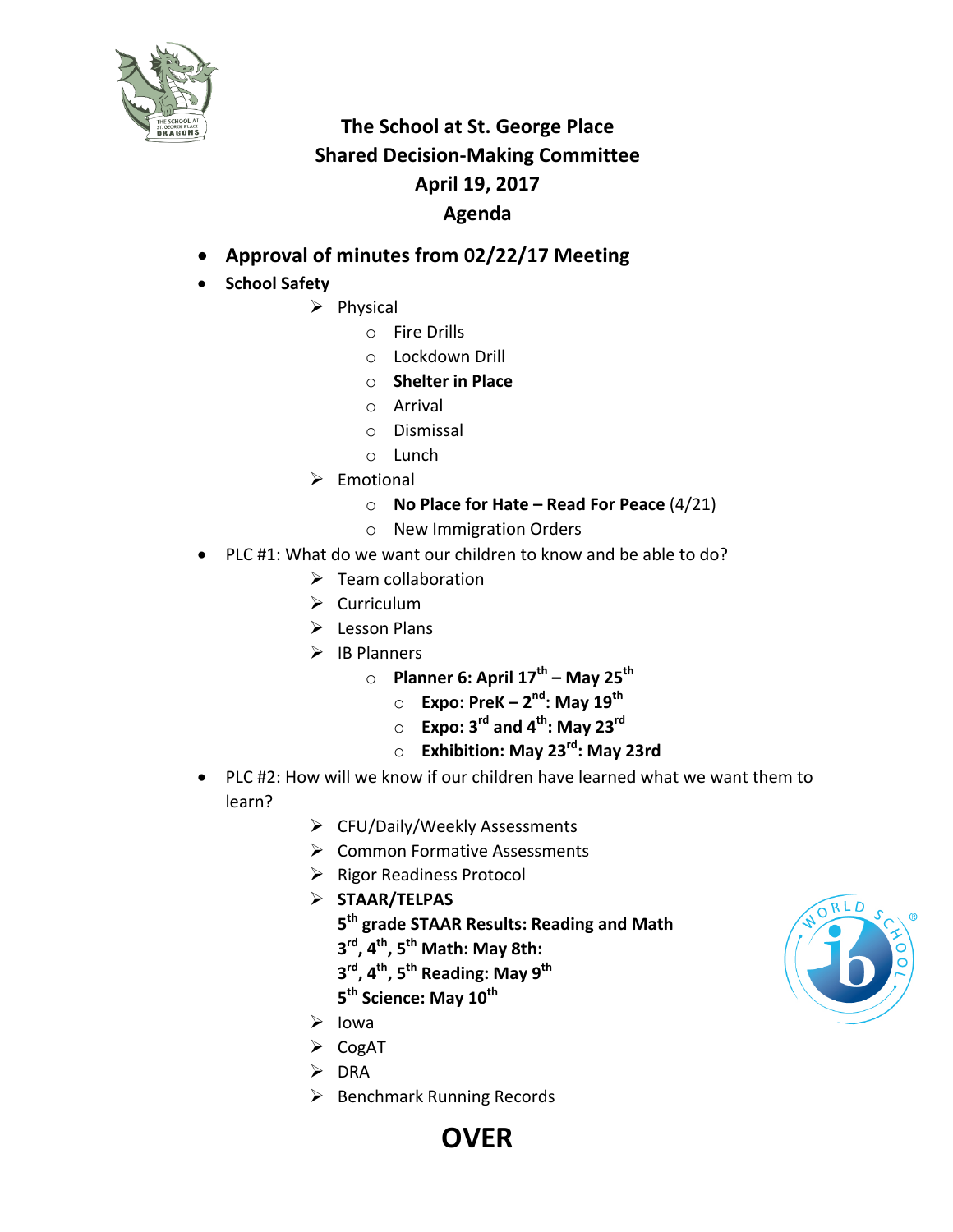# The School at St. George Place
## Shared Decision-Making Committee
## April 19, 2017
## Agenda

- **Approval of minutes from 02/22/17 Meeting**
- **School Safety**
  - Physical
    - Fire Drills
    - Lockdown Drill
    - **Shelter in Place**
    - Arrival
    - Dismissal
    - Lunch
  - Emotional
    - **No Place for Hate – Read For Peace** (4/21)
    - New Immigration Orders
- PLC #1: What do we want our children to know and be able to do?
  - Team collaboration
  - Curriculum
  - Lesson Plans
  - IB Planners
    - **Planner 6: April 17th – May 25th**
      - **Expo: PreK – 2nd: May 19th**
      - **Expo: 3rd and 4th: May 23rd**
      - **Exhibition: May 23rd: May 23rd**
- PLC #2: How will we know if our children have learned what we want them to learn?
  - CFU/Daily/Weekly Assessments
  - Common Formative Assessments
  - Rigor Readiness Protocol
  - **STAAR/TELPAS**

    **5th grade STAAR Results: Reading and Math**

    **3rd, 4th, 5th Math: May 8th:**

    **3rd, 4th, 5th Reading: May 9th**

    **5th Science: May 10th**
  - Iowa
  - CogAT
  - DRA
  - Benchmark Running Records

**OVER**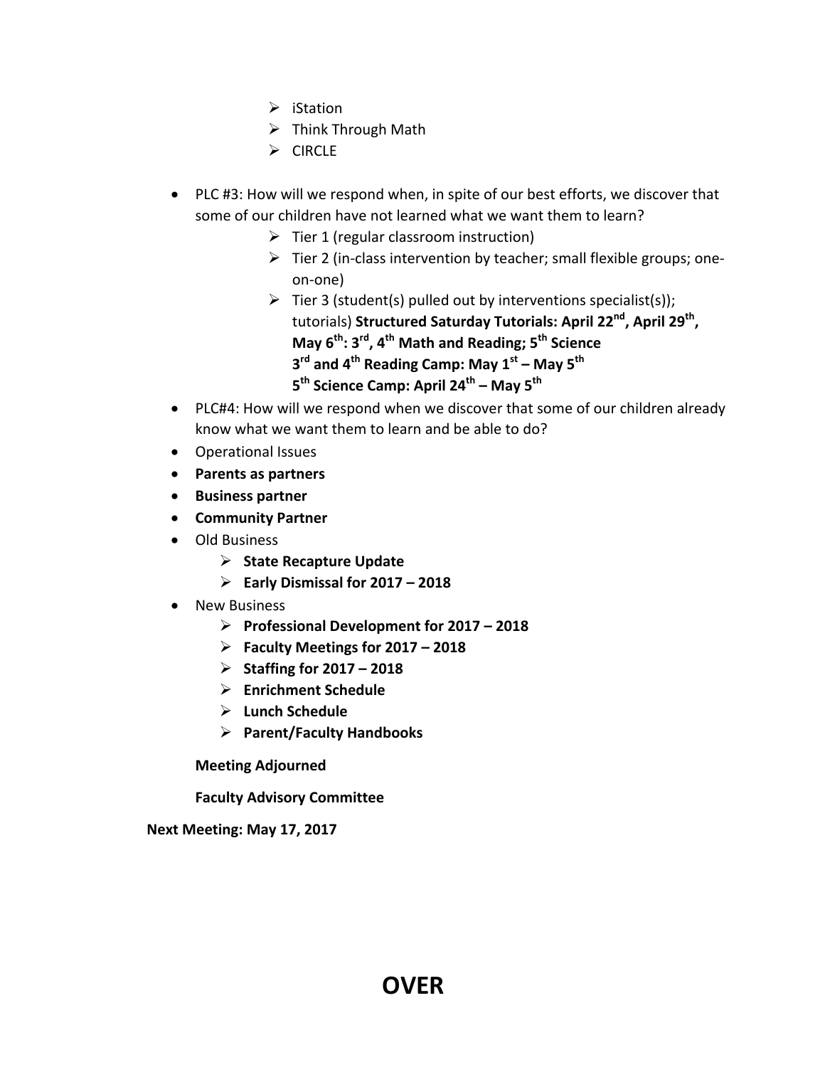- iStation
- Think Through Math
- CIRCLE

- PLC #3: How will we respond when, in spite of our best efforts, we discover that some of our children have not learned what we want them to learn?
    - Tier 1 (regular classroom instruction)
    - Tier 2 (in-class intervention by teacher; small flexible groups; one-on-one)
    - Tier 3 (student(s) pulled out by interventions specialist(s)); tutorials) **Structured Saturday Tutorials: April 22nd, April 29th, May 6th: 3rd, 4th Math and Reading; 5th Science**
      **3rd and 4th Reading Camp: May 1st – May 5th**
      **5th Science Camp: April 24th – May 5th**
- PLC#4: How will we respond when we discover that some of our children already know what we want them to learn and be able to do?
- Operational Issues
- **Parents as partners**
- **Business partner**
- **Community Partner**
- Old Business
    - **State Recapture Update**
    - **Early Dismissal for 2017 – 2018**
- New Business
    - **Professional Development for 2017 – 2018**
    - **Faculty Meetings for 2017 – 2018**
    - **Staffing for 2017 – 2018**
    - **Enrichment Schedule**
    - **Lunch Schedule**
    - **Parent/Faculty Handbooks**

**Meeting Adjourned**

**Faculty Advisory Committee**

**Next Meeting: May 17, 2017**

# OVER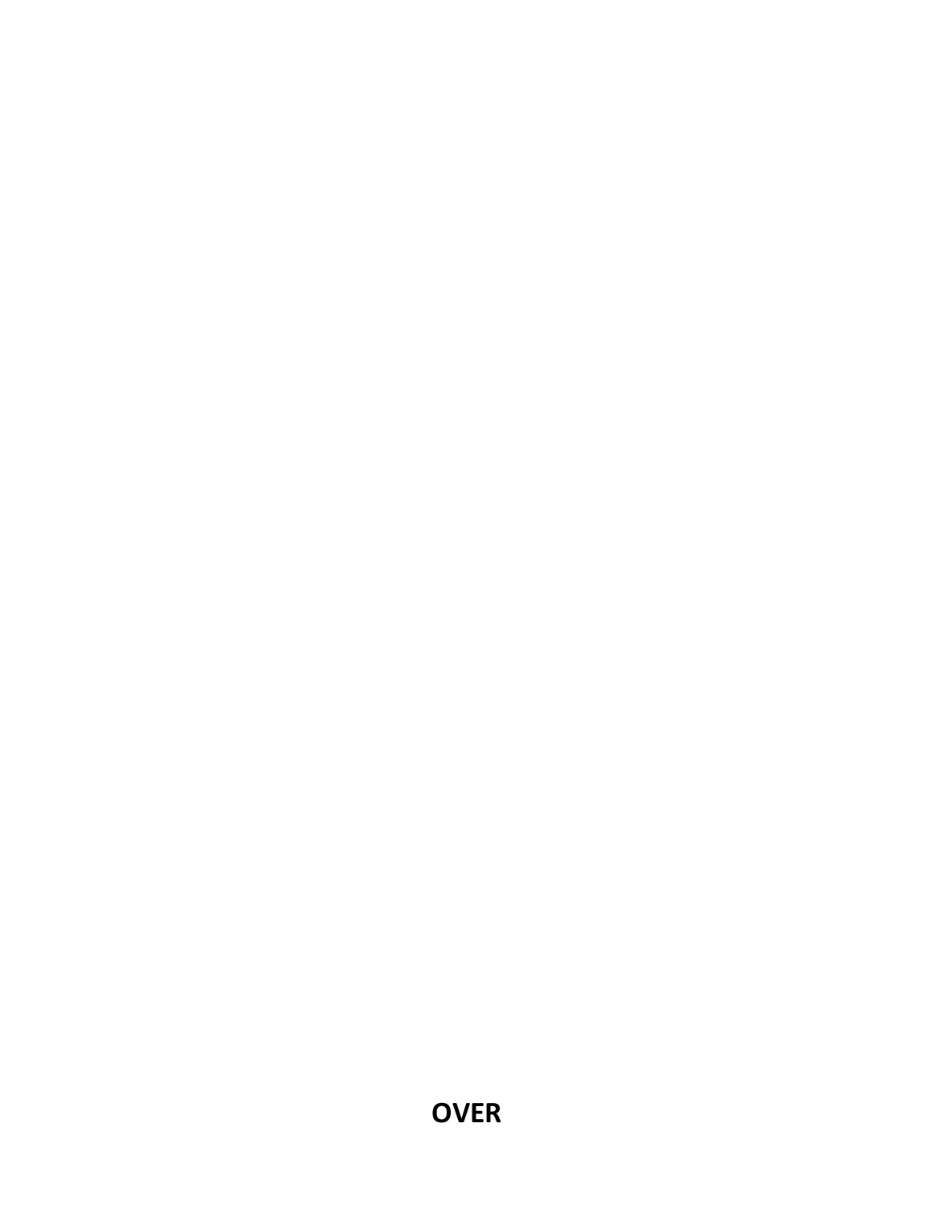**OVER**